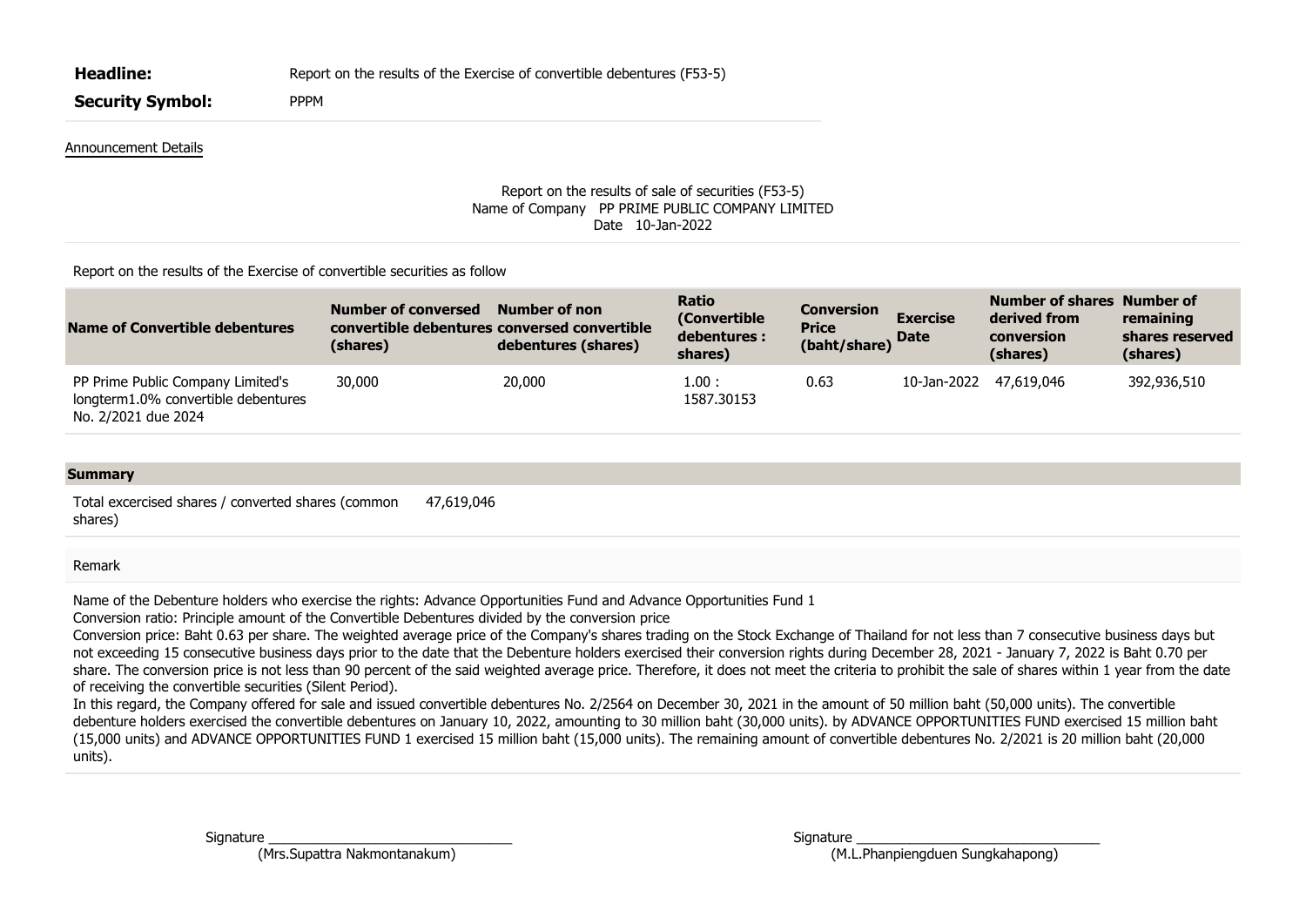**Headline:** Report on the results of the Exercise of convertible debentures (F53-5)

**Security Symbol:** PPPM

Announcement Details

Report on the results of sale of securities (F53-5)
Name of Company PP PRIME PUBLIC COMPANY LIMITED
Date 10-Jan-2022

Report on the results of the Exercise of convertible securities as follow

| Name of Convertible debentures | Number of conversed convertible debentures (shares) | Number of non conversed convertible debentures (shares) | Ratio (Convertible debentures : shares) | Conversion Price (baht/share) | Exercise Date | Number of shares derived from conversion (shares) | Number of remaining shares reserved (shares) |
|---|---|---|---|---|---|---|---|
| PP Prime Public Company Limited's longterm1.0% convertible debentures No. 2/2021 due 2024 | 30,000 | 20,000 | 1.00 : 1587.30153 | 0.63 | 10-Jan-2022 | 47,619,046 | 392,936,510 |

**Summary**

| Total excercised shares / converted shares (common shares) | 47,619,046 |
|---|---|

Remark

Name of the Debenture holders who exercise the rights: Advance Opportunities Fund and Advance Opportunities Fund 1
Conversion ratio: Principle amount of the Convertible Debentures divided by the conversion price
Conversion price: Baht 0.63 per share. The weighted average price of the Company's shares trading on the Stock Exchange of Thailand for not less than 7 consecutive business days but not exceeding 15 consecutive business days prior to the date that the Debenture holders exercised their conversion rights during December 28, 2021 - January 7, 2022 is Baht 0.70 per share. The conversion price is not less than 90 percent of the said weighted average price. Therefore, it does not meet the criteria to prohibit the sale of shares within 1 year from the date of receiving the convertible securities (Silent Period).
In this regard, the Company offered for sale and issued convertible debentures No. 2/2564 on December 30, 2021 in the amount of 50 million baht (50,000 units). The convertible debenture holders exercised the convertible debentures on January 10, 2022, amounting to 30 million baht (30,000 units). by ADVANCE OPPORTUNITIES FUND exercised 15 million baht (15,000 units) and ADVANCE OPPORTUNITIES FUND 1 exercised 15 million baht (15,000 units). The remaining amount of convertible debentures No. 2/2021 is 20 million baht (20,000 units).

Signature ________________________________
(Mrs.Supattra Nakmontanakum)

Signature ________________________________
(M.L.Phanpiengduen Sungkahapong)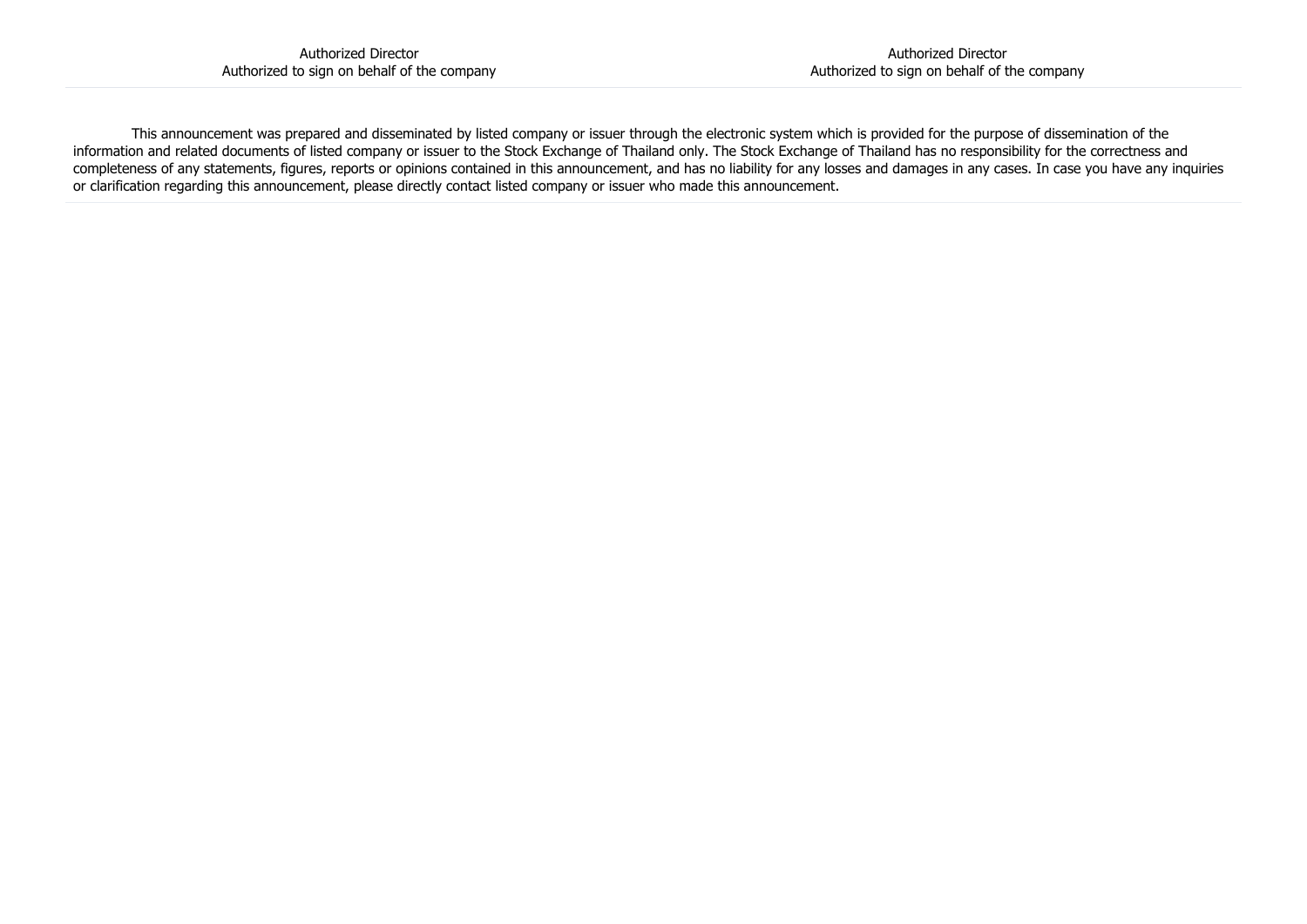| | |
|---|---|
| Authorized Director<br>Authorized to sign on behalf of the company | Authorized Director<br>Authorized to sign on behalf of the company |

This announcement was prepared and disseminated by listed company or issuer through the electronic system which is provided for the purpose of dissemination of the information and related documents of listed company or issuer to the Stock Exchange of Thailand only. The Stock Exchange of Thailand has no responsibility for the correctness and completeness of any statements, figures, reports or opinions contained in this announcement, and has no liability for any losses and damages in any cases. In case you have any inquiries or clarification regarding this announcement, please directly contact listed company or issuer who made this announcement.